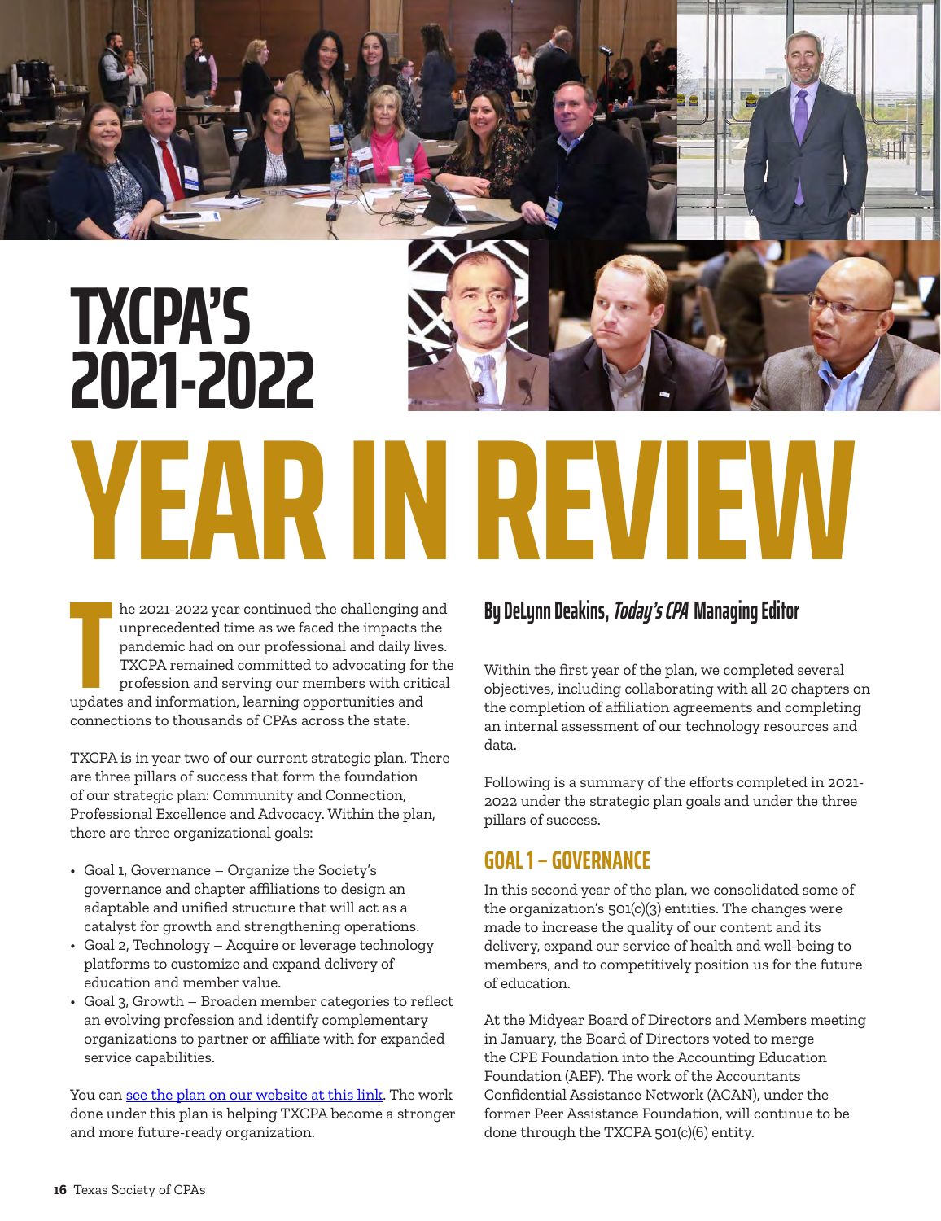# TXCPA'S 2021-2022 YEAR IN REVIEW

## By DeLynn Deakins, *Today's CPA* Managing Editor

The 2021-2022 year continued the challenging and unprecedented time as we faced the impacts the pandemic had on our professional and daily lives. TXCPA remained committed to advocating for the profession and serving our members with critical updates and information, learning opportunities and connections to thousands of CPAs across the state.

TXCPA is in year two of our current strategic plan. There are three pillars of success that form the foundation of our strategic plan: Community and Connection, Professional Excellence and Advocacy. Within the plan, there are three organizational goals:

- Goal 1, Governance – Organize the Society's governance and chapter affiliations to design an adaptable and unified structure that will act as a catalyst for growth and strengthening operations.
- Goal 2, Technology – Acquire or leverage technology platforms to customize and expand delivery of education and member value.
- Goal 3, Growth – Broaden member categories to reflect an evolving profession and identify complementary organizations to partner or affiliate with for expanded service capabilities.

You can see the plan on our website at this link. The work done under this plan is helping TXCPA become a stronger and more future-ready organization.

Within the first year of the plan, we completed several objectives, including collaborating with all 20 chapters on the completion of affiliation agreements and completing an internal assessment of our technology resources and data.

Following is a summary of the efforts completed in 2021-2022 under the strategic plan goals and under the three pillars of success.

## GOAL 1 – GOVERNANCE

In this second year of the plan, we consolidated some of the organization's 501(c)(3) entities. The changes were made to increase the quality of our content and its delivery, expand our service of health and well-being to members, and to competitively position us for the future of education.

At the Midyear Board of Directors and Members meeting in January, the Board of Directors voted to merge the CPE Foundation into the Accounting Education Foundation (AEF). The work of the Accountants Confidential Assistance Network (ACAN), under the former Peer Assistance Foundation, will continue to be done through the TXCPA 501(c)(6) entity.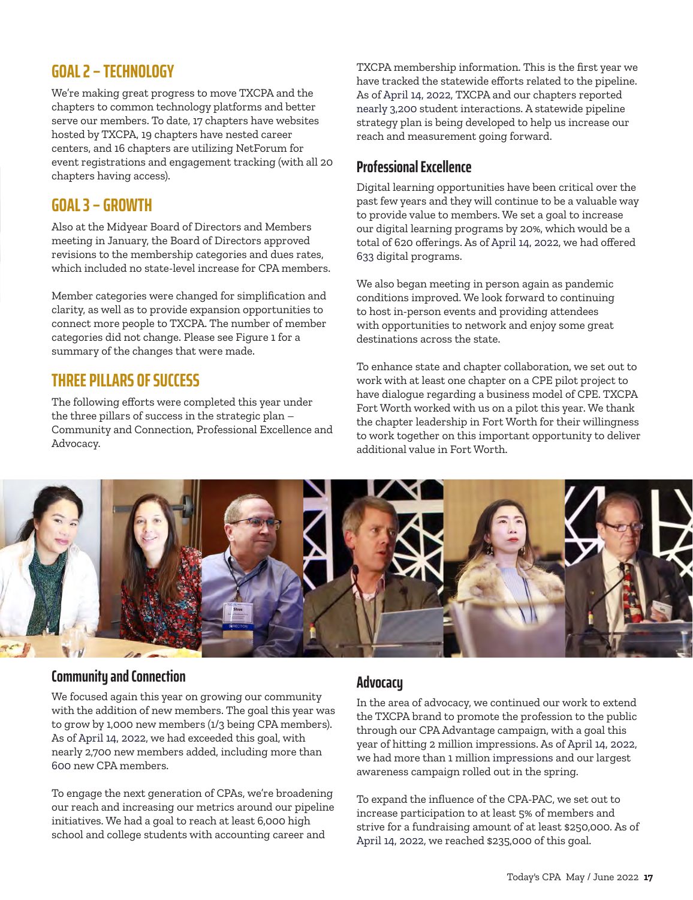## GOAL 2 – TECHNOLOGY

We're making great progress to move TXCPA and the chapters to common technology platforms and better serve our members. To date, 17 chapters have websites hosted by TXCPA, 19 chapters have nested career centers, and 16 chapters are utilizing NetForum for event registrations and engagement tracking (with all 20 chapters having access).

## GOAL 3 – GROWTH

Also at the Midyear Board of Directors and Members meeting in January, the Board of Directors approved revisions to the membership categories and dues rates, which included no state-level increase for CPA members.

Member categories were changed for simplification and clarity, as well as to provide expansion opportunities to connect more people to TXCPA. The number of member categories did not change. Please see Figure 1 for a summary of the changes that were made.

## THREE PILLARS OF SUCCESS

The following efforts were completed this year under the three pillars of success in the strategic plan – Community and Connection, Professional Excellence and Advocacy.

### Community and Connection

We focused again this year on growing our community with the addition of new members. The goal this year was to grow by 1,000 new members (1/3 being CPA members). As of April 14, 2022, we had exceeded this goal, with nearly 2,700 new members added, including more than 600 new CPA members.

To engage the next generation of CPAs, we're broadening our reach and increasing our metrics around our pipeline initiatives. We had a goal to reach at least 6,000 high school and college students with accounting career and TXCPA membership information. This is the first year we have tracked the statewide efforts related to the pipeline. As of April 14, 2022, TXCPA and our chapters reported nearly 3,200 student interactions. A statewide pipeline strategy plan is being developed to help us increase our reach and measurement going forward.

### Professional Excellence

Digital learning opportunities have been critical over the past few years and they will continue to be a valuable way to provide value to members. We set a goal to increase our digital learning programs by 20%, which would be a total of 620 offerings. As of April 14, 2022, we had offered 633 digital programs.

We also began meeting in person again as pandemic conditions improved. We look forward to continuing to host in-person events and providing attendees with opportunities to network and enjoy some great destinations across the state.

To enhance state and chapter collaboration, we set out to work with at least one chapter on a CPE pilot project to have dialogue regarding a business model of CPE. TXCPA Fort Worth worked with us on a pilot this year. We thank the chapter leadership in Fort Worth for their willingness to work together on this important opportunity to deliver additional value in Fort Worth.

### Advocacy

In the area of advocacy, we continued our work to extend the TXCPA brand to promote the profession to the public through our CPA Advantage campaign, with a goal this year of hitting 2 million impressions. As of April 14, 2022, we had more than 1 million impressions and our largest awareness campaign rolled out in the spring.

To expand the influence of the CPA-PAC, we set out to increase participation to at least 5% of members and strive for a fundraising amount of at least $250,000. As of April 14, 2022, we reached $235,000 of this goal.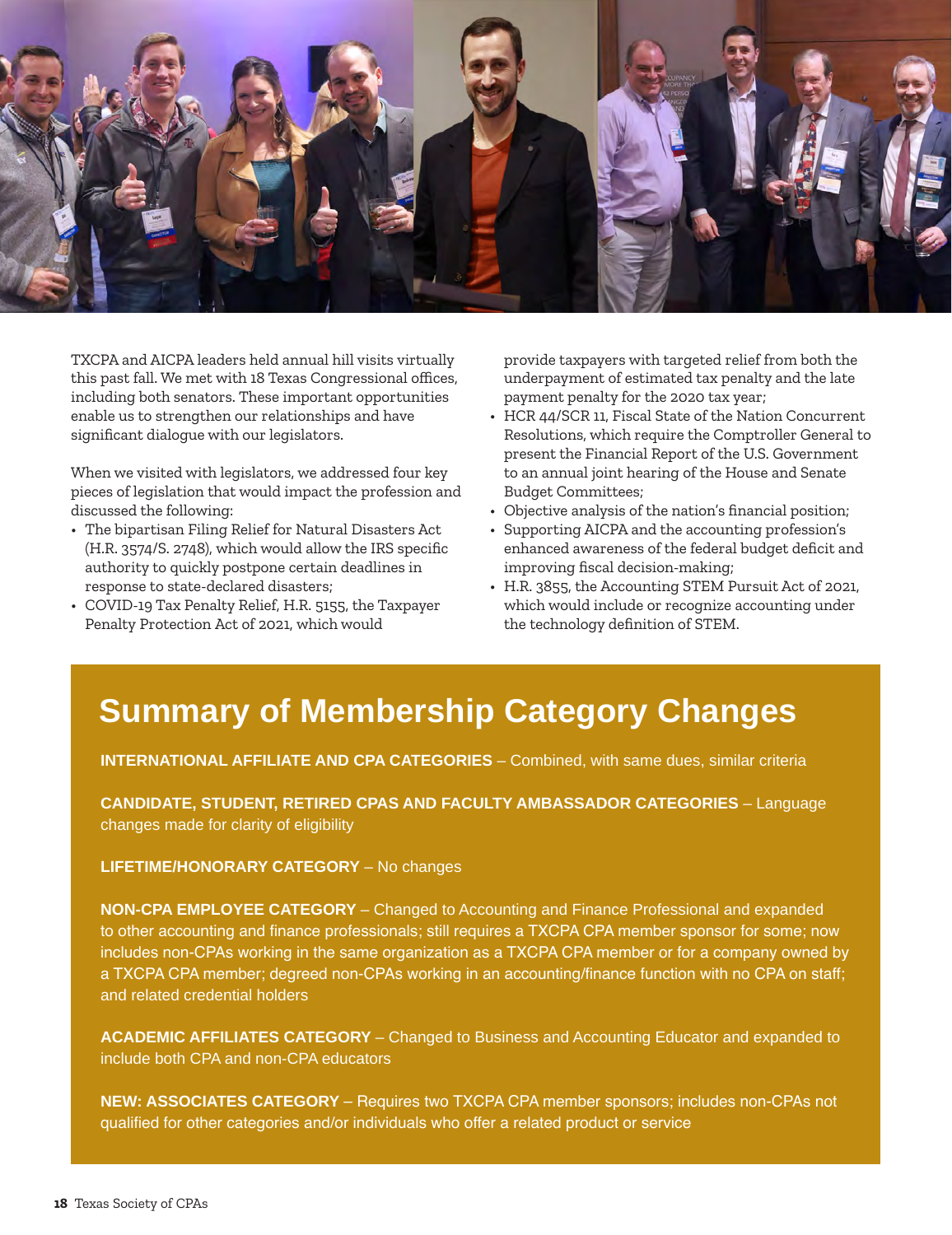TXCPA and AICPA leaders held annual hill visits virtually this past fall. We met with 18 Texas Congressional offices, including both senators. These important opportunities enable us to strengthen our relationships and have significant dialogue with our legislators.

When we visited with legislators, we addressed four key pieces of legislation that would impact the profession and discussed the following:

- The bipartisan Filing Relief for Natural Disasters Act (H.R. 3574/S. 2748), which would allow the IRS specific authority to quickly postpone certain deadlines in response to state-declared disasters;
- COVID-19 Tax Penalty Relief, H.R. 5155, the Taxpayer Penalty Protection Act of 2021, which would provide taxpayers with targeted relief from both the underpayment of estimated tax penalty and the late payment penalty for the 2020 tax year;
- HCR 44/SCR 11, Fiscal State of the Nation Concurrent Resolutions, which require the Comptroller General to present the Financial Report of the U.S. Government to an annual joint hearing of the House and Senate Budget Committees;
- Objective analysis of the nation's financial position;
- Supporting AICPA and the accounting profession's enhanced awareness of the federal budget deficit and improving fiscal decision-making;
- H.R. 3855, the Accounting STEM Pursuit Act of 2021, which would include or recognize accounting under the technology definition of STEM.

## Summary of Membership Category Changes

**INTERNATIONAL AFFILIATE AND CPA CATEGORIES** – Combined, with same dues, similar criteria

**CANDIDATE, STUDENT, RETIRED CPAS AND FACULTY AMBASSADOR CATEGORIES** – Language changes made for clarity of eligibility

**LIFETIME/HONORARY CATEGORY** – No changes

**NON-CPA EMPLOYEE CATEGORY** – Changed to Accounting and Finance Professional and expanded to other accounting and finance professionals; still requires a TXCPA CPA member sponsor for some; now includes non-CPAs working in the same organization as a TXCPA CPA member or for a company owned by a TXCPA CPA member; degreed non-CPAs working in an accounting/finance function with no CPA on staff; and related credential holders

**ACADEMIC AFFILIATES CATEGORY** – Changed to Business and Accounting Educator and expanded to include both CPA and non-CPA educators

**NEW: ASSOCIATES CATEGORY** – Requires two TXCPA CPA member sponsors; includes non-CPAs not qualified for other categories and/or individuals who offer a related product or service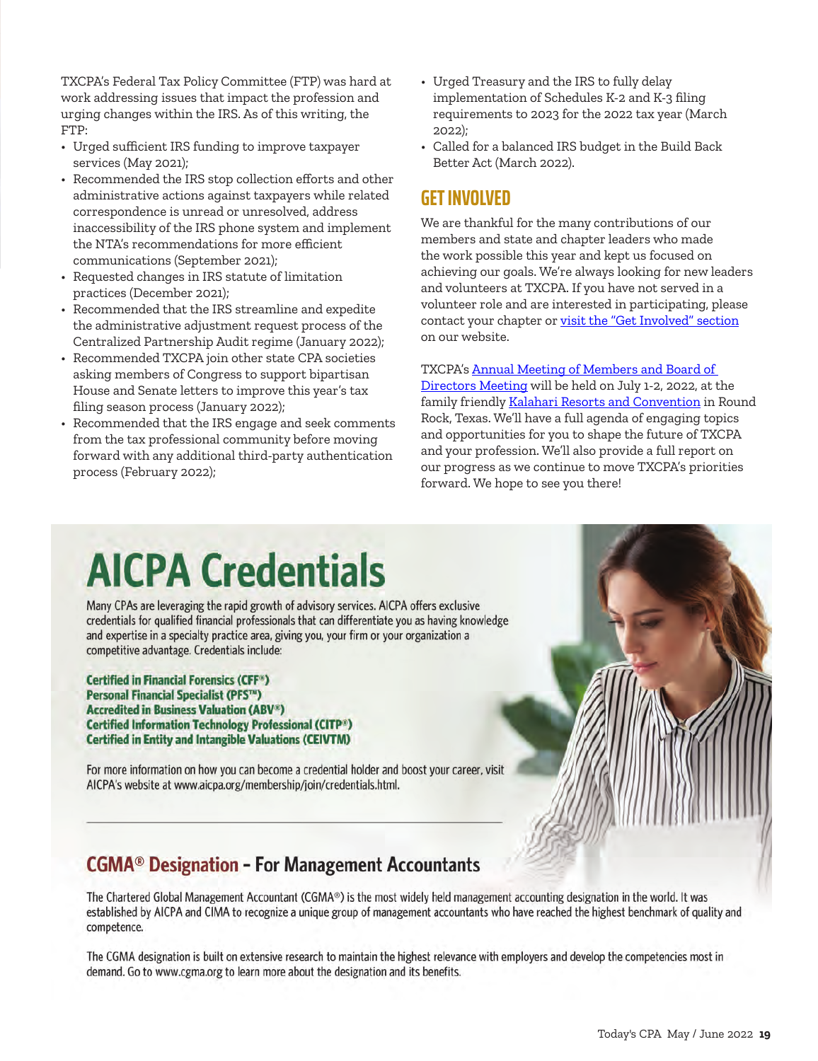TXCPA's Federal Tax Policy Committee (FTP) was hard at work addressing issues that impact the profession and urging changes within the IRS. As of this writing, the FTP:

- Urged sufficient IRS funding to improve taxpayer services (May 2021);
- Recommended the IRS stop collection efforts and other administrative actions against taxpayers while related correspondence is unread or unresolved, address inaccessibility of the IRS phone system and implement the NTA's recommendations for more efficient communications (September 2021);
- Requested changes in IRS statute of limitation practices (December 2021);
- Recommended that the IRS streamline and expedite the administrative adjustment request process of the Centralized Partnership Audit regime (January 2022);
- Recommended TXCPA join other state CPA societies asking members of Congress to support bipartisan House and Senate letters to improve this year's tax filing season process (January 2022);
- Recommended that the IRS engage and seek comments from the tax professional community before moving forward with any additional third-party authentication process (February 2022);
- Urged Treasury and the IRS to fully delay implementation of Schedules K-2 and K-3 filing requirements to 2023 for the 2022 tax year (March 2022);
- Called for a balanced IRS budget in the Build Back Better Act (March 2022).

## GET INVOLVED

We are thankful for the many contributions of our members and state and chapter leaders who made the work possible this year and kept us focused on achieving our goals. We're always looking for new leaders and volunteers at TXCPA. If you have not served in a volunteer role and are interested in participating, please contact your chapter or visit the "Get Involved" section on our website.

TXCPA's Annual Meeting of Members and Board of Directors Meeting will be held on July 1-2, 2022, at the family friendly Kalahari Resorts and Convention in Round Rock, Texas. We'll have a full agenda of engaging topics and opportunities for you to shape the future of TXCPA and your profession. We'll also provide a full report on our progress as we continue to move TXCPA's priorities forward. We hope to see you there!

# AICPA Credentials

Many CPAs are leveraging the rapid growth of advisory services. AICPA offers exclusive credentials for qualified financial professionals that can differentiate you as having knowledge and expertise in a specialty practice area, giving you, your firm or your organization a competitive advantage. Credentials include:

**Certified in Financial Forensics (CFF®)**
**Personal Financial Specialist (PFS™)**
**Accredited in Business Valuation (ABV®)**
**Certified Information Technology Professional (CITP®)**
**Certified in Entity and Intangible Valuations (CEIVTM)**

For more information on how you can become a credential holder and boost your career, visit AICPA's website at www.aicpa.org/membership/join/credentials.html.

## CGMA® Designation - For Management Accountants

The Chartered Global Management Accountant (CGMA®) is the most widely held management accounting designation in the world. It was established by AICPA and CIMA to recognize a unique group of management accountants who have reached the highest benchmark of quality and competence.

The CGMA designation is built on extensive research to maintain the highest relevance with employers and develop the competencies most in demand. Go to www.cgma.org to learn more about the designation and its benefits.